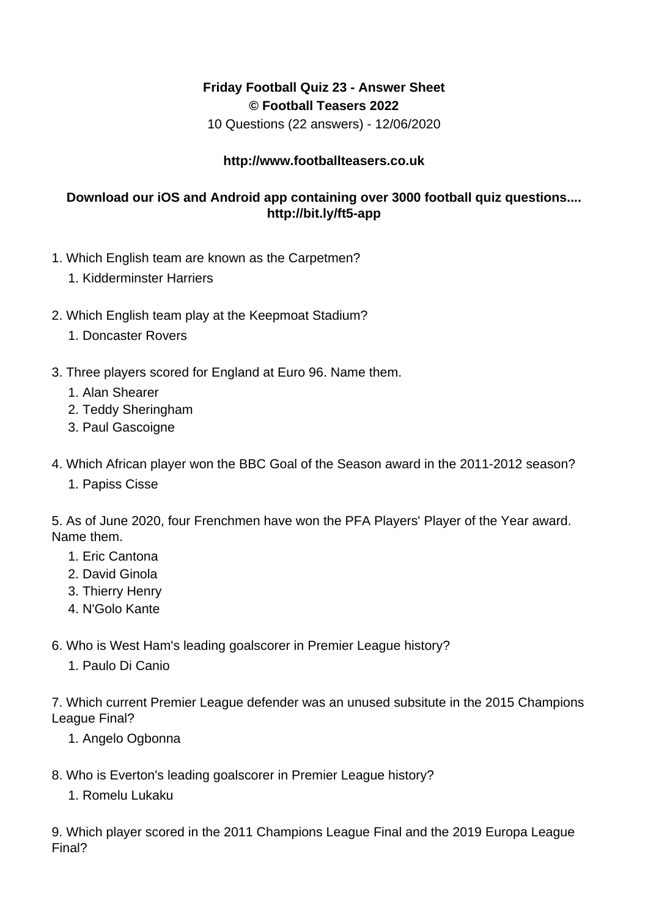**Friday Football Quiz 23 - Answer Sheet**
**© Football Teasers 2022**
10 Questions (22 answers) - 12/06/2020

**http://www.footballteasers.co.uk**

**Download our iOS and Android app containing over 3000 football quiz questions.... http://bit.ly/ft5-app**

1. Which English team are known as the Carpetmen?
    1. Kidderminster Harriers

2. Which English team play at the Keepmoat Stadium?
    1. Doncaster Rovers

3. Three players scored for England at Euro 96. Name them.
    1. Alan Shearer
    2. Teddy Sheringham
    3. Paul Gascoigne

4. Which African player won the BBC Goal of the Season award in the 2011-2012 season?
    1. Papiss Cisse

5. As of June 2020, four Frenchmen have won the PFA Players' Player of the Year award. Name them.
    1. Eric Cantona
    2. David Ginola
    3. Thierry Henry
    4. N'Golo Kante

6. Who is West Ham's leading goalscorer in Premier League history?
    1. Paulo Di Canio

7. Which current Premier League defender was an unused subsitute in the 2015 Champions League Final?
    1. Angelo Ogbonna

8. Who is Everton's leading goalscorer in Premier League history?
    1. Romelu Lukaku

9. Which player scored in the 2011 Champions League Final and the 2019 Europa League Final?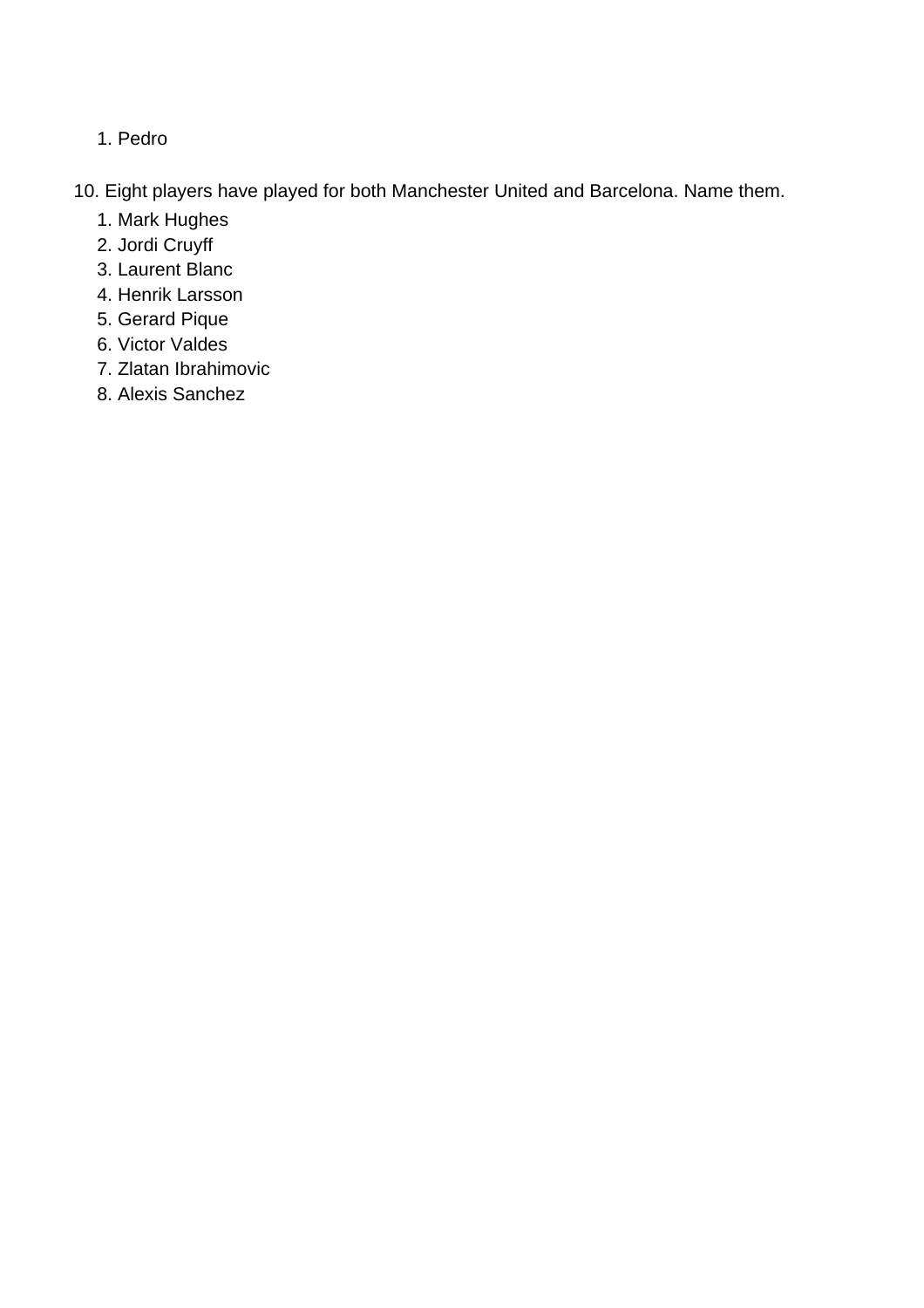1. Pedro

10. Eight players have played for both Manchester United and Barcelona. Name them.
    1. Mark Hughes
    2. Jordi Cruyff
    3. Laurent Blanc
    4. Henrik Larsson
    5. Gerard Pique
    6. Victor Valdes
    7. Zlatan Ibrahimovic
    8. Alexis Sanchez